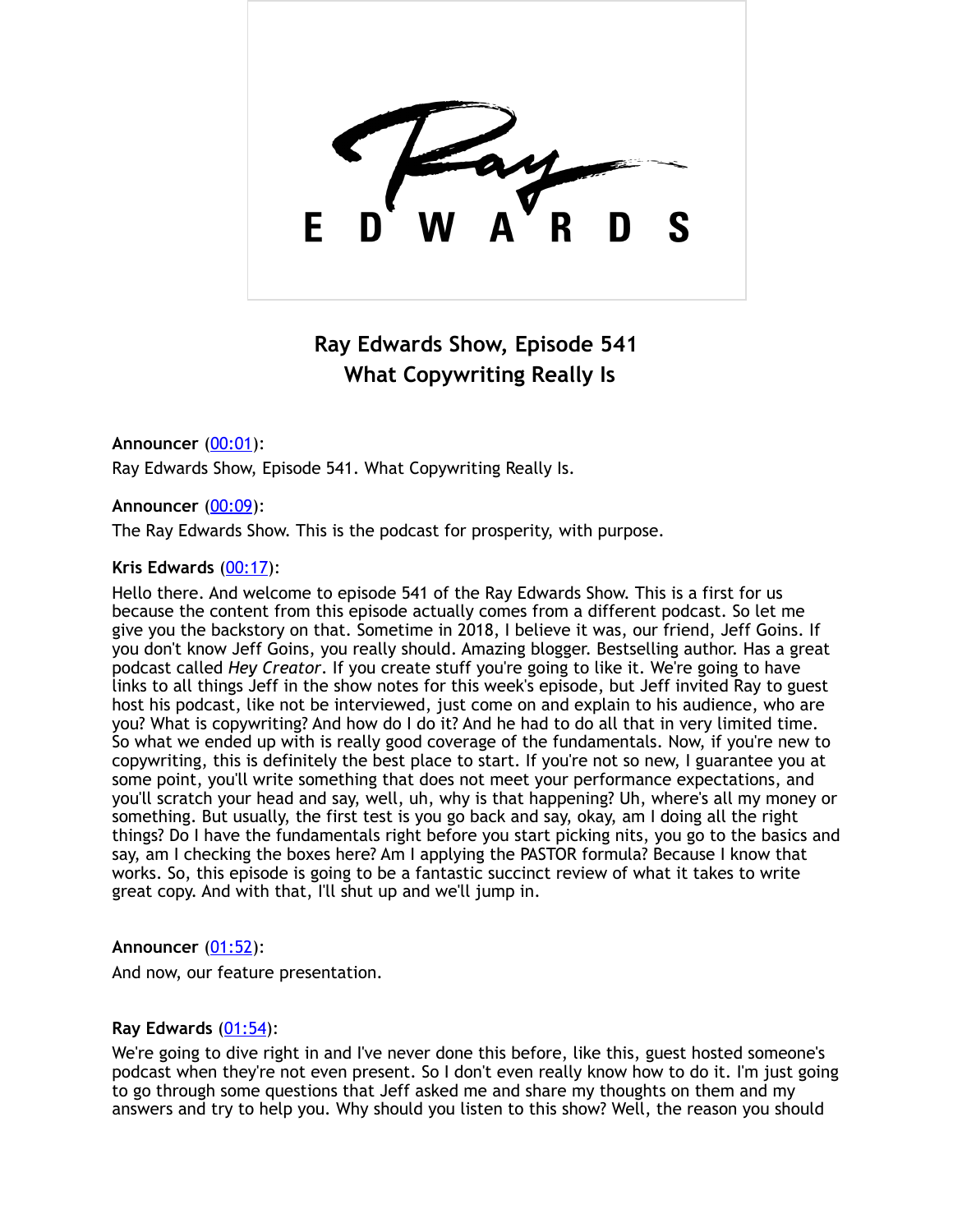# Ray Edwards Show, Episode 541
## What Copywriting Really Is

**Announcer** (00:01):
Ray Edwards Show, Episode 541. What Copywriting Really Is.

**Announcer** (00:09):
The Ray Edwards Show. This is the podcast for prosperity, with purpose.

**Kris Edwards** (00:17):
Hello there. And welcome to episode 541 of the Ray Edwards Show. This is a first for us because the content from this episode actually comes from a different podcast. So let me give you the backstory on that. Sometime in 2018, I believe it was, our friend, Jeff Goins. If you don't know Jeff Goins, you really should. Amazing blogger. Bestselling author. Has a great podcast called *Hey Creator*. If you create stuff you're going to like it. We're going to have links to all things Jeff in the show notes for this week's episode, but Jeff invited Ray to guest host his podcast, like not be interviewed, just come on and explain to his audience, who are you? What is copywriting? And how do I do it? And he had to do all that in very limited time. So what we ended up with is really good coverage of the fundamentals. Now, if you're new to copywriting, this is definitely the best place to start. If you're not so new, I guarantee you at some point, you'll write something that does not meet your performance expectations, and you'll scratch your head and say, well, uh, why is that happening? Uh, where's all my money or something. But usually, the first test is you go back and say, okay, am I doing all the right things? Do I have the fundamentals right before you start picking nits, you go to the basics and say, am I checking the boxes here? Am I applying the PASTOR formula? Because I know that works. So, this episode is going to be a fantastic succinct review of what it takes to write great copy. And with that, I'll shut up and we'll jump in.

**Announcer** (01:52):
And now, our feature presentation.

**Ray Edwards** (01:54):
We're going to dive right in and I've never done this before, like this, guest hosted someone's podcast when they're not even present. So I don't even really know how to do it. I'm just going to go through some questions that Jeff asked me and share my thoughts on them and my answers and try to help you. Why should you listen to this show? Well, the reason you should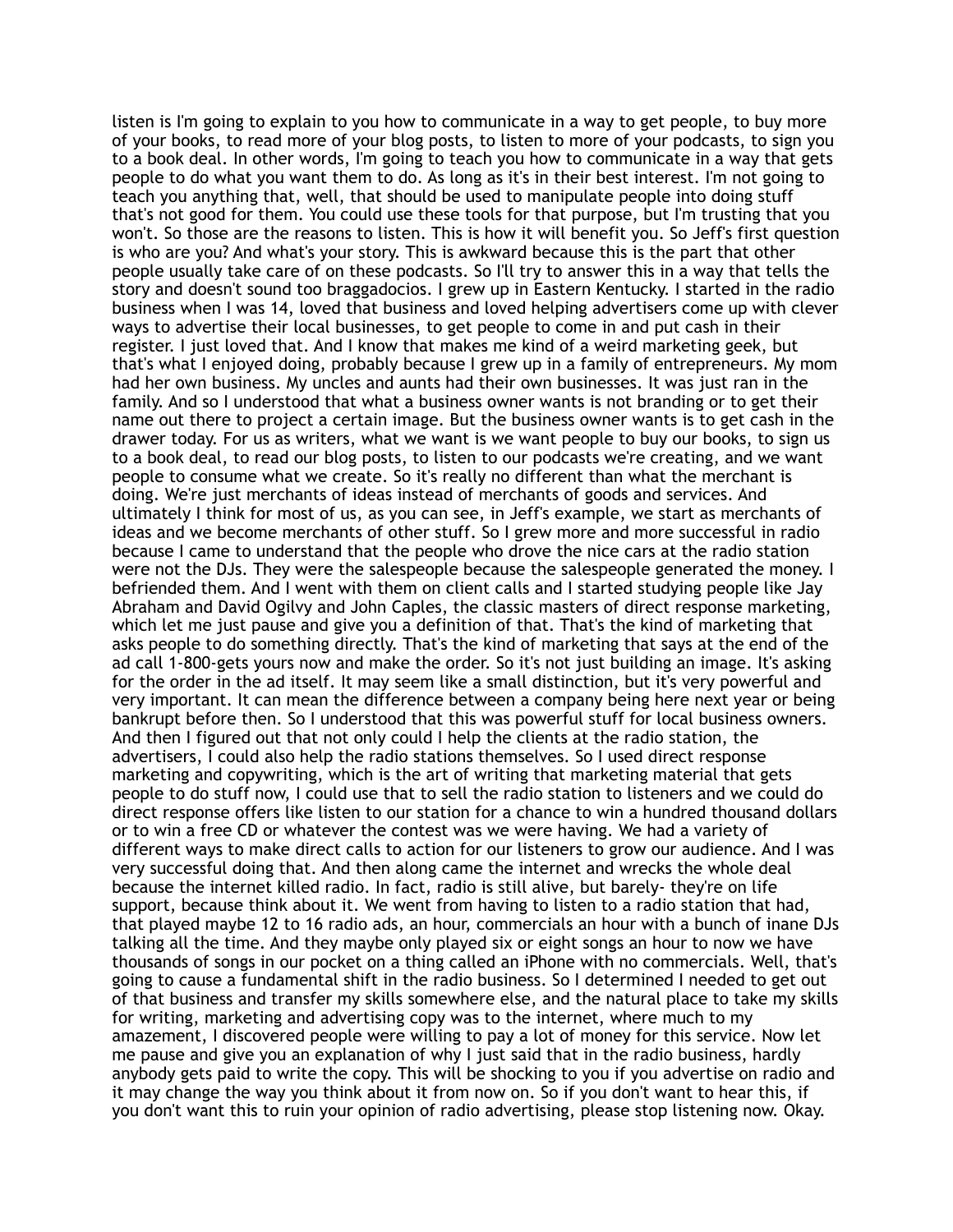listen is I'm going to explain to you how to communicate in a way to get people, to buy more of your books, to read more of your blog posts, to listen to more of your podcasts, to sign you to a book deal. In other words, I'm going to teach you how to communicate in a way that gets people to do what you want them to do. As long as it's in their best interest. I'm not going to teach you anything that, well, that should be used to manipulate people into doing stuff that's not good for them. You could use these tools for that purpose, but I'm trusting that you won't. So those are the reasons to listen. This is how it will benefit you. So Jeff's first question is who are you? And what's your story. This is awkward because this is the part that other people usually take care of on these podcasts. So I'll try to answer this in a way that tells the story and doesn't sound too braggadocios. I grew up in Eastern Kentucky. I started in the radio business when I was 14, loved that business and loved helping advertisers come up with clever ways to advertise their local businesses, to get people to come in and put cash in their register. I just loved that. And I know that makes me kind of a weird marketing geek, but that's what I enjoyed doing, probably because I grew up in a family of entrepreneurs. My mom had her own business. My uncles and aunts had their own businesses. It was just ran in the family. And so I understood that what a business owner wants is not branding or to get their name out there to project a certain image. But the business owner wants is to get cash in the drawer today. For us as writers, what we want is we want people to buy our books, to sign us to a book deal, to read our blog posts, to listen to our podcasts we're creating, and we want people to consume what we create. So it's really no different than what the merchant is doing. We're just merchants of ideas instead of merchants of goods and services. And ultimately I think for most of us, as you can see, in Jeff's example, we start as merchants of ideas and we become merchants of other stuff. So I grew more and more successful in radio because I came to understand that the people who drove the nice cars at the radio station were not the DJs. They were the salespeople because the salespeople generated the money. I befriended them. And I went with them on client calls and I started studying people like Jay Abraham and David Ogilvy and John Caples, the classic masters of direct response marketing, which let me just pause and give you a definition of that. That's the kind of marketing that asks people to do something directly. That's the kind of marketing that says at the end of the ad call 1-800-gets yours now and make the order. So it's not just building an image. It's asking for the order in the ad itself. It may seem like a small distinction, but it's very powerful and very important. It can mean the difference between a company being here next year or being bankrupt before then. So I understood that this was powerful stuff for local business owners. And then I figured out that not only could I help the clients at the radio station, the advertisers, I could also help the radio stations themselves. So I used direct response marketing and copywriting, which is the art of writing that marketing material that gets people to do stuff now, I could use that to sell the radio station to listeners and we could do direct response offers like listen to our station for a chance to win a hundred thousand dollars or to win a free CD or whatever the contest was we were having. We had a variety of different ways to make direct calls to action for our listeners to grow our audience. And I was very successful doing that. And then along came the internet and wrecks the whole deal because the internet killed radio. In fact, radio is still alive, but barely- they're on life support, because think about it. We went from having to listen to a radio station that had, that played maybe 12 to 16 radio ads, an hour, commercials an hour with a bunch of inane DJs talking all the time. And they maybe only played six or eight songs an hour to now we have thousands of songs in our pocket on a thing called an iPhone with no commercials. Well, that's going to cause a fundamental shift in the radio business. So I determined I needed to get out of that business and transfer my skills somewhere else, and the natural place to take my skills for writing, marketing and advertising copy was to the internet, where much to my amazement, I discovered people were willing to pay a lot of money for this service. Now let me pause and give you an explanation of why I just said that in the radio business, hardly anybody gets paid to write the copy. This will be shocking to you if you advertise on radio and it may change the way you think about it from now on. So if you don't want to hear this, if you don't want this to ruin your opinion of radio advertising, please stop listening now. Okay.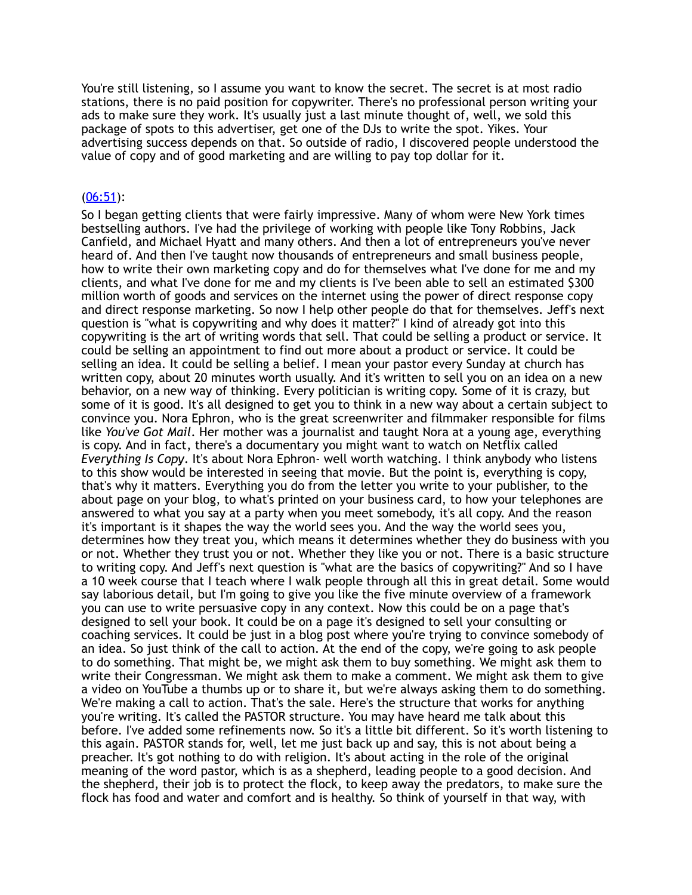You're still listening, so I assume you want to know the secret. The secret is at most radio stations, there is no paid position for copywriter. There's no professional person writing your ads to make sure they work. It's usually just a last minute thought of, well, we sold this package of spots to this advertiser, get one of the DJs to write the spot. Yikes. Your advertising success depends on that. So outside of radio, I discovered people understood the value of copy and of good marketing and are willing to pay top dollar for it.

[(06:51)]():

So I began getting clients that were fairly impressive. Many of whom were New York times bestselling authors. I've had the privilege of working with people like Tony Robbins, Jack Canfield, and Michael Hyatt and many others. And then a lot of entrepreneurs you've never heard of. And then I've taught now thousands of entrepreneurs and small business people, how to write their own marketing copy and do for themselves what I've done for me and my clients, and what I've done for me and my clients is I've been able to sell an estimated $300 million worth of goods and services on the internet using the power of direct response copy and direct response marketing. So now I help other people do that for themselves. Jeff's next question is "what is copywriting and why does it matter?" I kind of already got into this copywriting is the art of writing words that sell. That could be selling a product or service. It could be selling an appointment to find out more about a product or service. It could be selling an idea. It could be selling a belief. I mean your pastor every Sunday at church has written copy, about 20 minutes worth usually. And it's written to sell you on an idea on a new behavior, on a new way of thinking. Every politician is writing copy. Some of it is crazy, but some of it is good. It's all designed to get you to think in a new way about a certain subject to convince you. Nora Ephron, who is the great screenwriter and filmmaker responsible for films like *You've Got Mail*. Her mother was a journalist and taught Nora at a young age, everything is copy. And in fact, there's a documentary you might want to watch on Netflix called *Everything Is Copy*. It's about Nora Ephron- well worth watching. I think anybody who listens to this show would be interested in seeing that movie. But the point is, everything is copy, that's why it matters. Everything you do from the letter you write to your publisher, to the about page on your blog, to what's printed on your business card, to how your telephones are answered to what you say at a party when you meet somebody, it's all copy. And the reason it's important is it shapes the way the world sees you. And the way the world sees you, determines how they treat you, which means it determines whether they do business with you or not. Whether they trust you or not. Whether they like you or not. There is a basic structure to writing copy. And Jeff's next question is "what are the basics of copywriting?" And so I have a 10 week course that I teach where I walk people through all this in great detail. Some would say laborious detail, but I'm going to give you like the five minute overview of a framework you can use to write persuasive copy in any context. Now this could be on a page that's designed to sell your book. It could be on a page it's designed to sell your consulting or coaching services. It could be just in a blog post where you're trying to convince somebody of an idea. So just think of the call to action. At the end of the copy, we're going to ask people to do something. That might be, we might ask them to buy something. We might ask them to write their Congressman. We might ask them to make a comment. We might ask them to give a video on YouTube a thumbs up or to share it, but we're always asking them to do something. We're making a call to action. That's the sale. Here's the structure that works for anything you're writing. It's called the PASTOR structure. You may have heard me talk about this before. I've added some refinements now. So it's a little bit different. So it's worth listening to this again. PASTOR stands for, well, let me just back up and say, this is not about being a preacher. It's got nothing to do with religion. It's about acting in the role of the original meaning of the word pastor, which is as a shepherd, leading people to a good decision. And the shepherd, their job is to protect the flock, to keep away the predators, to make sure the flock has food and water and comfort and is healthy. So think of yourself in that way, with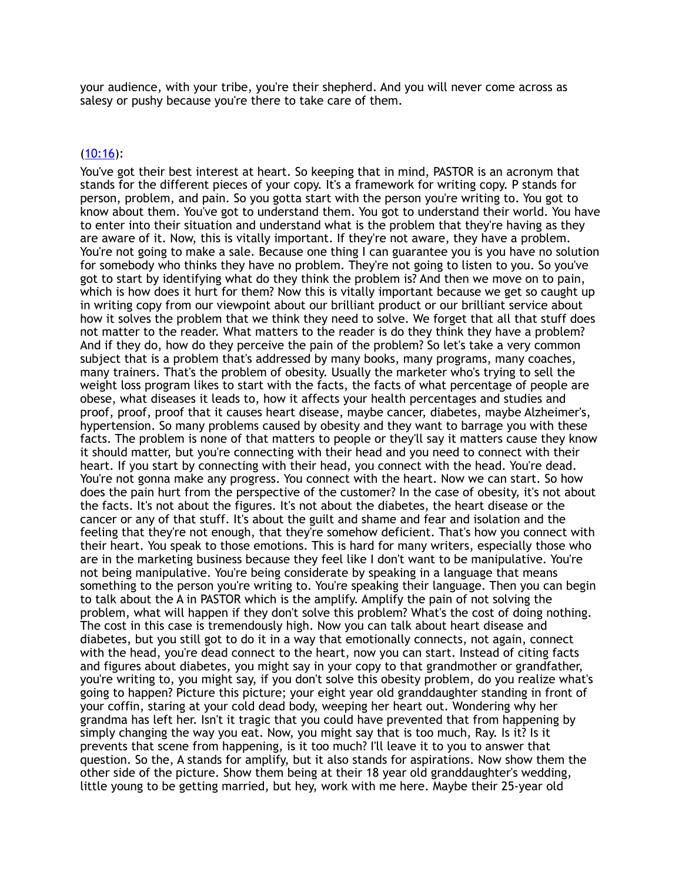your audience, with your tribe, you're their shepherd. And you will never come across as salesy or pushy because you're there to take care of them.

[(10:16)]():

You've got their best interest at heart. So keeping that in mind, PASTOR is an acronym that stands for the different pieces of your copy. It's a framework for writing copy. P stands for person, problem, and pain. So you gotta start with the person you're writing to. You got to know about them. You've got to understand them. You got to understand their world. You have to enter into their situation and understand what is the problem that they're having as they are aware of it. Now, this is vitally important. If they're not aware, they have a problem. You're not going to make a sale. Because one thing I can guarantee you is you have no solution for somebody who thinks they have no problem. They're not going to listen to you. So you've got to start by identifying what do they think the problem is? And then we move on to pain, which is how does it hurt for them? Now this is vitally important because we get so caught up in writing copy from our viewpoint about our brilliant product or our brilliant service about how it solves the problem that we think they need to solve. We forget that all that stuff does not matter to the reader. What matters to the reader is do they think they have a problem? And if they do, how do they perceive the pain of the problem? So let's take a very common subject that is a problem that's addressed by many books, many programs, many coaches, many trainers. That's the problem of obesity. Usually the marketer who's trying to sell the weight loss program likes to start with the facts, the facts of what percentage of people are obese, what diseases it leads to, how it affects your health percentages and studies and proof, proof, proof that it causes heart disease, maybe cancer, diabetes, maybe Alzheimer's, hypertension. So many problems caused by obesity and they want to barrage you with these facts. The problem is none of that matters to people or they'll say it matters cause they know it should matter, but you're connecting with their head and you need to connect with their heart. If you start by connecting with their head, you connect with the head. You're dead. You're not gonna make any progress. You connect with the heart. Now we can start. So how does the pain hurt from the perspective of the customer? In the case of obesity, it's not about the facts. It's not about the figures. It's not about the diabetes, the heart disease or the cancer or any of that stuff. It's about the guilt and shame and fear and isolation and the feeling that they're not enough, that they're somehow deficient. That's how you connect with their heart. You speak to those emotions. This is hard for many writers, especially those who are in the marketing business because they feel like I don't want to be manipulative. You're not being manipulative. You're being considerate by speaking in a language that means something to the person you're writing to. You're speaking their language. Then you can begin to talk about the A in PASTOR which is the amplify. Amplify the pain of not solving the problem, what will happen if they don't solve this problem? What's the cost of doing nothing. The cost in this case is tremendously high. Now you can talk about heart disease and diabetes, but you still got to do it in a way that emotionally connects, not again, connect with the head, you're dead connect to the heart, now you can start. Instead of citing facts and figures about diabetes, you might say in your copy to that grandmother or grandfather, you're writing to, you might say, if you don't solve this obesity problem, do you realize what's going to happen? Picture this picture; your eight year old granddaughter standing in front of your coffin, staring at your cold dead body, weeping her heart out. Wondering why her grandma has left her. Isn't it tragic that you could have prevented that from happening by simply changing the way you eat. Now, you might say that is too much, Ray. Is it? Is it prevents that scene from happening, is it too much? I'll leave it to you to answer that question. So the, A stands for amplify, but it also stands for aspirations. Now show them the other side of the picture. Show them being at their 18 year old granddaughter's wedding, little young to be getting married, but hey, work with me here. Maybe their 25-year old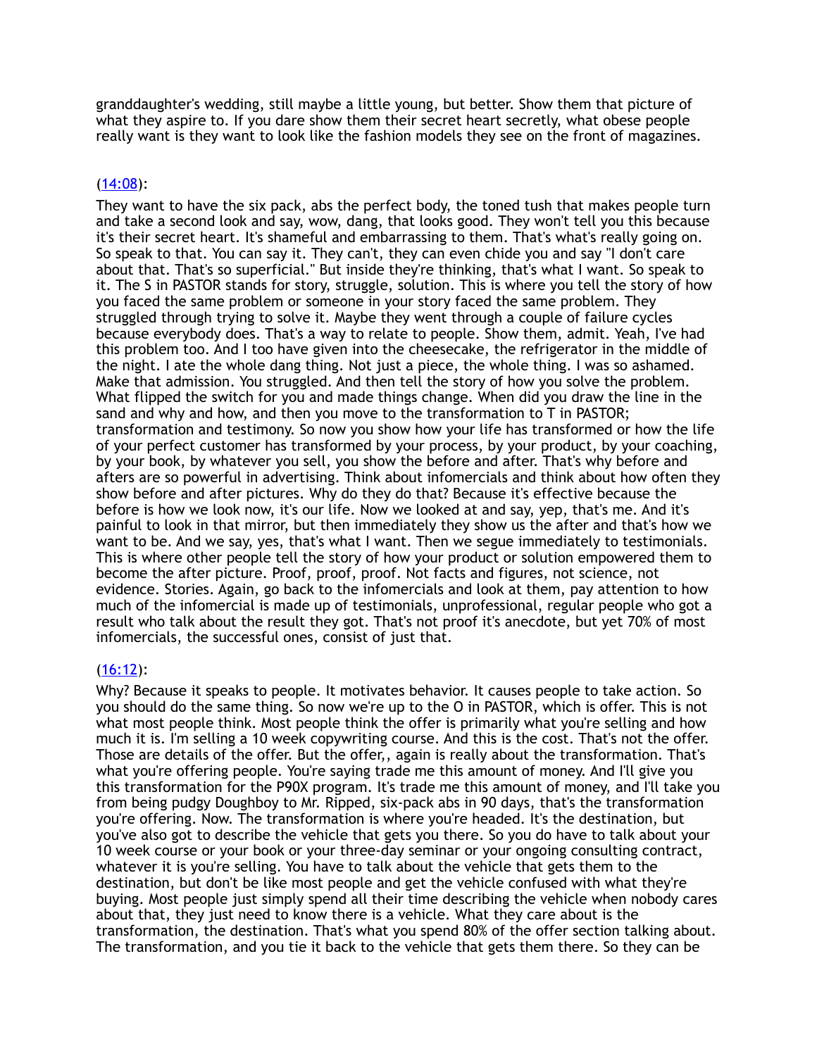granddaughter's wedding, still maybe a little young, but better. Show them that picture of what they aspire to. If you dare show them their secret heart secretly, what obese people really want is they want to look like the fashion models they see on the front of magazines.

([14:08](#)):

They want to have the six pack, abs the perfect body, the toned tush that makes people turn and take a second look and say, wow, dang, that looks good. They won't tell you this because it's their secret heart. It's shameful and embarrassing to them. That's what's really going on. So speak to that. You can say it. They can't, they can even chide you and say "I don't care about that. That's so superficial." But inside they're thinking, that's what I want. So speak to it. The S in PASTOR stands for story, struggle, solution. This is where you tell the story of how you faced the same problem or someone in your story faced the same problem. They struggled through trying to solve it. Maybe they went through a couple of failure cycles because everybody does. That's a way to relate to people. Show them, admit. Yeah, I've had this problem too. And I too have given into the cheesecake, the refrigerator in the middle of the night. I ate the whole dang thing. Not just a piece, the whole thing. I was so ashamed. Make that admission. You struggled. And then tell the story of how you solve the problem. What flipped the switch for you and made things change. When did you draw the line in the sand and why and how, and then you move to the transformation to T in PASTOR; transformation and testimony. So now you show how your life has transformed or how the life of your perfect customer has transformed by your process, by your product, by your coaching, by your book, by whatever you sell, you show the before and after. That's why before and afters are so powerful in advertising. Think about infomercials and think about how often they show before and after pictures. Why do they do that? Because it's effective because the before is how we look now, it's our life. Now we looked at and say, yep, that's me. And it's painful to look in that mirror, but then immediately they show us the after and that's how we want to be. And we say, yes, that's what I want. Then we segue immediately to testimonials. This is where other people tell the story of how your product or solution empowered them to become the after picture. Proof, proof, proof. Not facts and figures, not science, not evidence. Stories. Again, go back to the infomercials and look at them, pay attention to how much of the infomercial is made up of testimonials, unprofessional, regular people who got a result who talk about the result they got. That's not proof it's anecdote, but yet 70% of most infomercials, the successful ones, consist of just that.

([16:12](#)):

Why? Because it speaks to people. It motivates behavior. It causes people to take action. So you should do the same thing. So now we're up to the O in PASTOR, which is offer. This is not what most people think. Most people think the offer is primarily what you're selling and how much it is. I'm selling a 10 week copywriting course. And this is the cost. That's not the offer. Those are details of the offer. But the offer,, again is really about the transformation. That's what you're offering people. You're saying trade me this amount of money. And I'll give you this transformation for the P90X program. It's trade me this amount of money, and I'll take you from being pudgy Doughboy to Mr. Ripped, six-pack abs in 90 days, that's the transformation you're offering. Now. The transformation is where you're headed. It's the destination, but you've also got to describe the vehicle that gets you there. So you do have to talk about your 10 week course or your book or your three-day seminar or your ongoing consulting contract, whatever it is you're selling. You have to talk about the vehicle that gets them to the destination, but don't be like most people and get the vehicle confused with what they're buying. Most people just simply spend all their time describing the vehicle when nobody cares about that, they just need to know there is a vehicle. What they care about is the transformation, the destination. That's what you spend 80% of the offer section talking about. The transformation, and you tie it back to the vehicle that gets them there. So they can be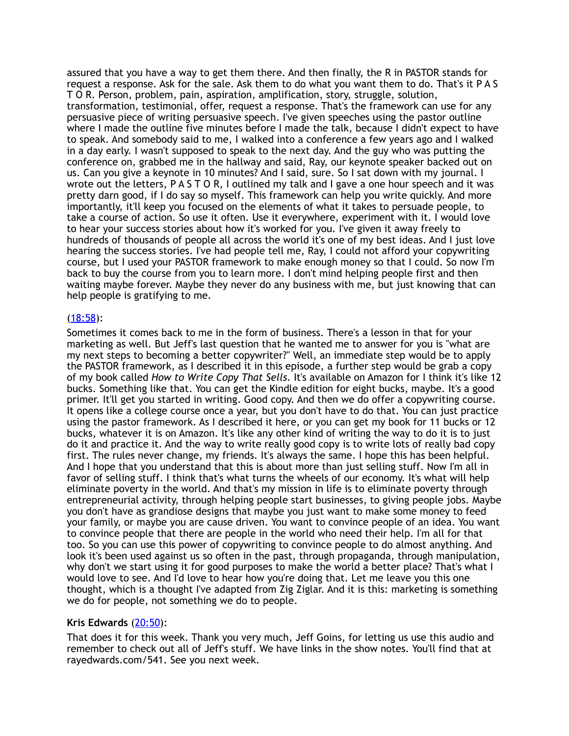assured that you have a way to get them there. And then finally, the R in PASTOR stands for request a response. Ask for the sale. Ask them to do what you want them to do. That's it P A S T O R. Person, problem, pain, aspiration, amplification, story, struggle, solution, transformation, testimonial, offer, request a response. That's the framework can use for any persuasive piece of writing persuasive speech. I've given speeches using the pastor outline where I made the outline five minutes before I made the talk, because I didn't expect to have to speak. And somebody said to me, I walked into a conference a few years ago and I walked in a day early. I wasn't supposed to speak to the next day. And the guy who was putting the conference on, grabbed me in the hallway and said, Ray, our keynote speaker backed out on us. Can you give a keynote in 10 minutes? And I said, sure. So I sat down with my journal. I wrote out the letters, P A S T O R, I outlined my talk and I gave a one hour speech and it was pretty darn good, if I do say so myself. This framework can help you write quickly. And more importantly, it'll keep you focused on the elements of what it takes to persuade people, to take a course of action. So use it often. Use it everywhere, experiment with it. I would love to hear your success stories about how it's worked for you. I've given it away freely to hundreds of thousands of people all across the world it's one of my best ideas. And I just love hearing the success stories. I've had people tell me, Ray, I could not afford your copywriting course, but I used your PASTOR framework to make enough money so that I could. So now I'm back to buy the course from you to learn more. I don't mind helping people first and then waiting maybe forever. Maybe they never do any business with me, but just knowing that can help people is gratifying to me.

(18:58):

Sometimes it comes back to me in the form of business. There's a lesson in that for your marketing as well. But Jeff's last question that he wanted me to answer for you is "what are my next steps to becoming a better copywriter?" Well, an immediate step would be to apply the PASTOR framework, as I described it in this episode, a further step would be grab a copy of my book called *How to Write Copy That Sells*. It's available on Amazon for I think it's like 12 bucks. Something like that. You can get the Kindle edition for eight bucks, maybe. It's a good primer. It'll get you started in writing. Good copy. And then we do offer a copywriting course. It opens like a college course once a year, but you don't have to do that. You can just practice using the pastor framework. As I described it here, or you can get my book for 11 bucks or 12 bucks, whatever it is on Amazon. It's like any other kind of writing the way to do it is to just do it and practice it. And the way to write really good copy is to write lots of really bad copy first. The rules never change, my friends. It's always the same. I hope this has been helpful. And I hope that you understand that this is about more than just selling stuff. Now I'm all in favor of selling stuff. I think that's what turns the wheels of our economy. It's what will help eliminate poverty in the world. And that's my mission in life is to eliminate poverty through entrepreneurial activity, through helping people start businesses, to giving people jobs. Maybe you don't have as grandiose designs that maybe you just want to make some money to feed your family, or maybe you are cause driven. You want to convince people of an idea. You want to convince people that there are people in the world who need their help. I'm all for that too. So you can use this power of copywriting to convince people to do almost anything. And look it's been used against us so often in the past, through propaganda, through manipulation, why don't we start using it for good purposes to make the world a better place? That's what I would love to see. And I'd love to hear how you're doing that. Let me leave you this one thought, which is a thought I've adapted from Zig Ziglar. And it is this: marketing is something we do for people, not something we do to people.

**Kris Edwards** (20:50):

That does it for this week. Thank you very much, Jeff Goins, for letting us use this audio and remember to check out all of Jeff's stuff. We have links in the show notes. You'll find that at rayedwards.com/541. See you next week.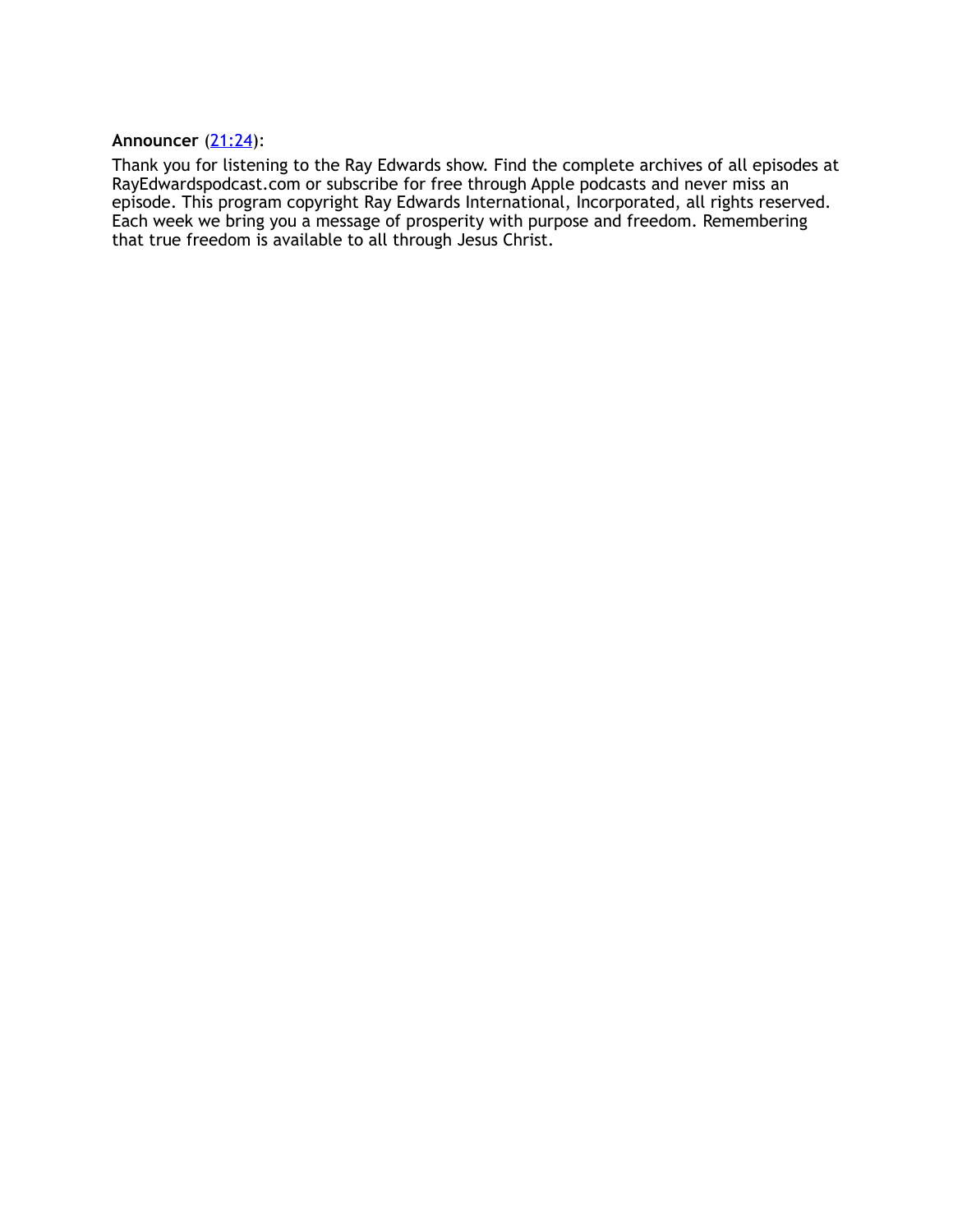**Announcer** (21:24):

Thank you for listening to the Ray Edwards show. Find the complete archives of all episodes at RayEdwardspodcast.com or subscribe for free through Apple podcasts and never miss an episode. This program copyright Ray Edwards International, Incorporated, all rights reserved. Each week we bring you a message of prosperity with purpose and freedom. Remembering that true freedom is available to all through Jesus Christ.